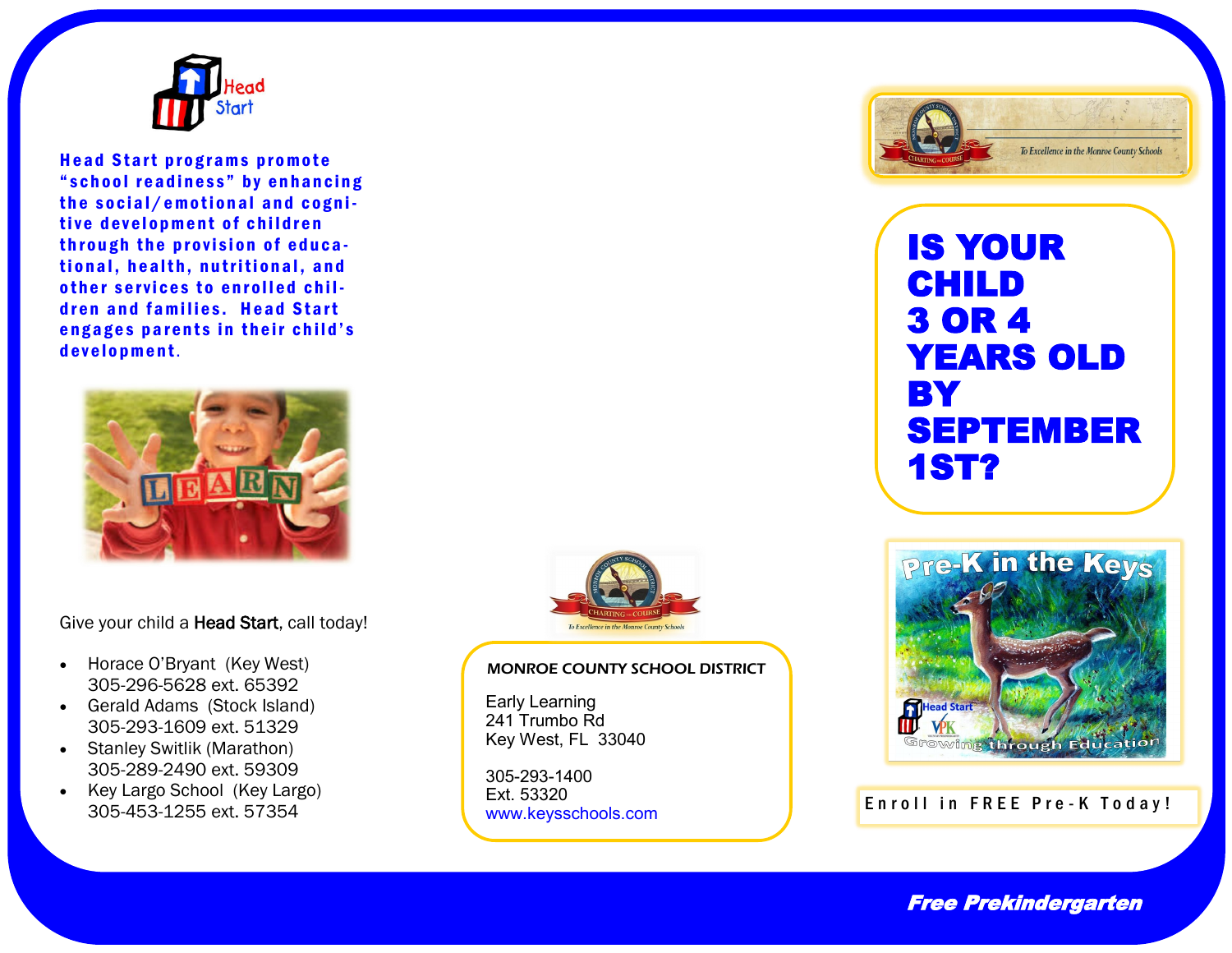Head Start programs promote "school readiness" by enhancing the social/emotional and cognitive development of children through the provision of educational, health, nutritional, and other services to enrolled children and families. Head Start engages parents in their child's development.

Give your child a **Head Start**, call today!

- Horace O'Bryant (Key West) 305-296-5628 ext. 65392
- Gerald Adams (Stock Island) 305-293-1609 ext. 51329
- Stanley Switlik (Marathon) 305-289-2490 ext. 59309
- Key Largo School (Key Largo) 305-453-1255 ext. 57354

**MONROE COUNTY SCHOOL DISTRICT**

Early Learning
241 Trumbo Rd
Key West, FL 33040

305-293-1400
Ext. 53320
www.keysschools.com

# IS YOUR CHILD 3 OR 4 YEARS OLD BY SEPTEMBER 1ST?

Pre-K in the Keys

Growing through Education

**Enroll in FREE Pre-K Today!**

***Free Prekindergarten***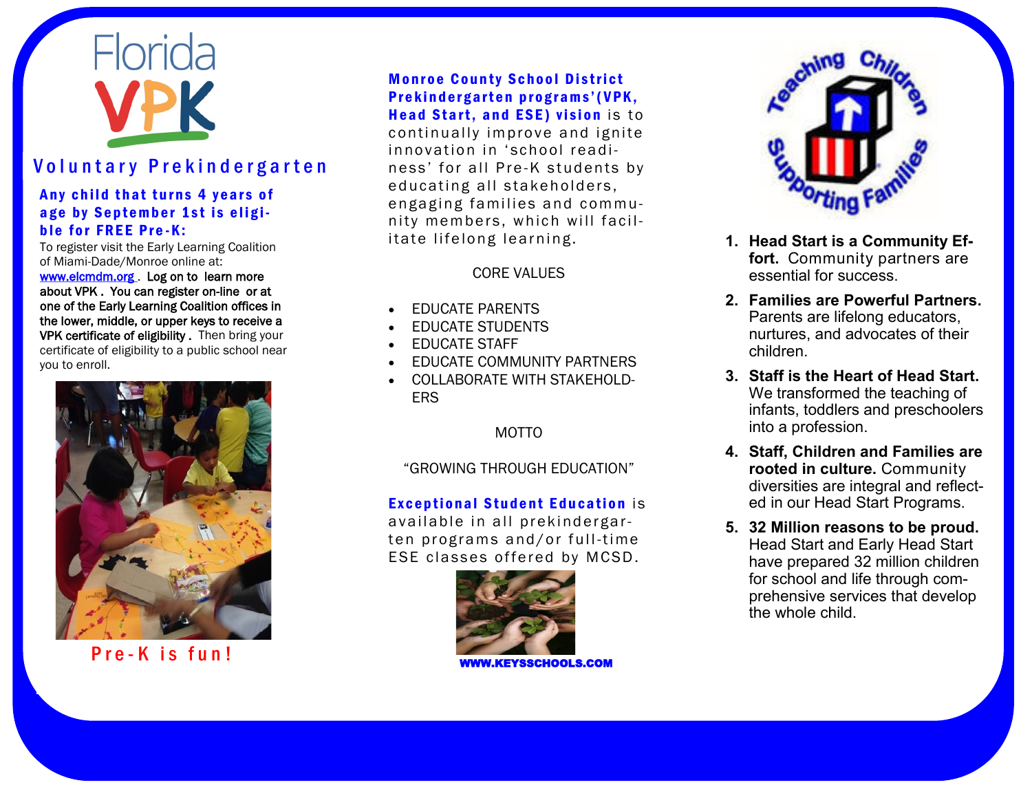Florida VPK

## Voluntary Prekindergarten

**Any child that turns 4 years of age by September 1st is eligible for FREE Pre-K:**

To register visit the Early Learning Coalition of Miami-Dade/Monroe online at: www.elcmdm.org. **Log on to learn more about VPK. You can register on-line or at one of the Early Learning Coalition offices in the lower, middle, or upper keys to receive a VPK certificate of eligibility.** Then bring your certificate of eligibility to a public school near you to enroll.

Pre-K is fun!

**Monroe County School District Prekindergarten programs'(VPK, Head Start, and ESE) vision** is to continually improve and ignite innovation in 'school readiness' for all Pre-K students by educating all stakeholders, engaging families and community members, which will facilitate lifelong learning.

CORE VALUES

- EDUCATE PARENTS
- EDUCATE STUDENTS
- EDUCATE STAFF
- EDUCATE COMMUNITY PARTNERS
- COLLABORATE WITH STAKEHOLDERS

MOTTO

"GROWING THROUGH EDUCATION"

**Exceptional Student Education** is available in all prekindergarten programs and/or full-time ESE classes offered by MCSD.

WWW.KEYSSCHOOLS.COM

Teaching Children Supporting Families

1. **Head Start is a Community Effort.** Community partners are essential for success.
2. **Families are Powerful Partners.** Parents are lifelong educators, nurtures, and advocates of their children.
3. **Staff is the Heart of Head Start.** We transformed the teaching of infants, toddlers and preschoolers into a profession.
4. **Staff, Children and Families are rooted in culture.** Community diversities are integral and reflected in our Head Start Programs.
5. **32 Million reasons to be proud.** Head Start and Early Head Start have prepared 32 million children for school and life through comprehensive services that develop the whole child.